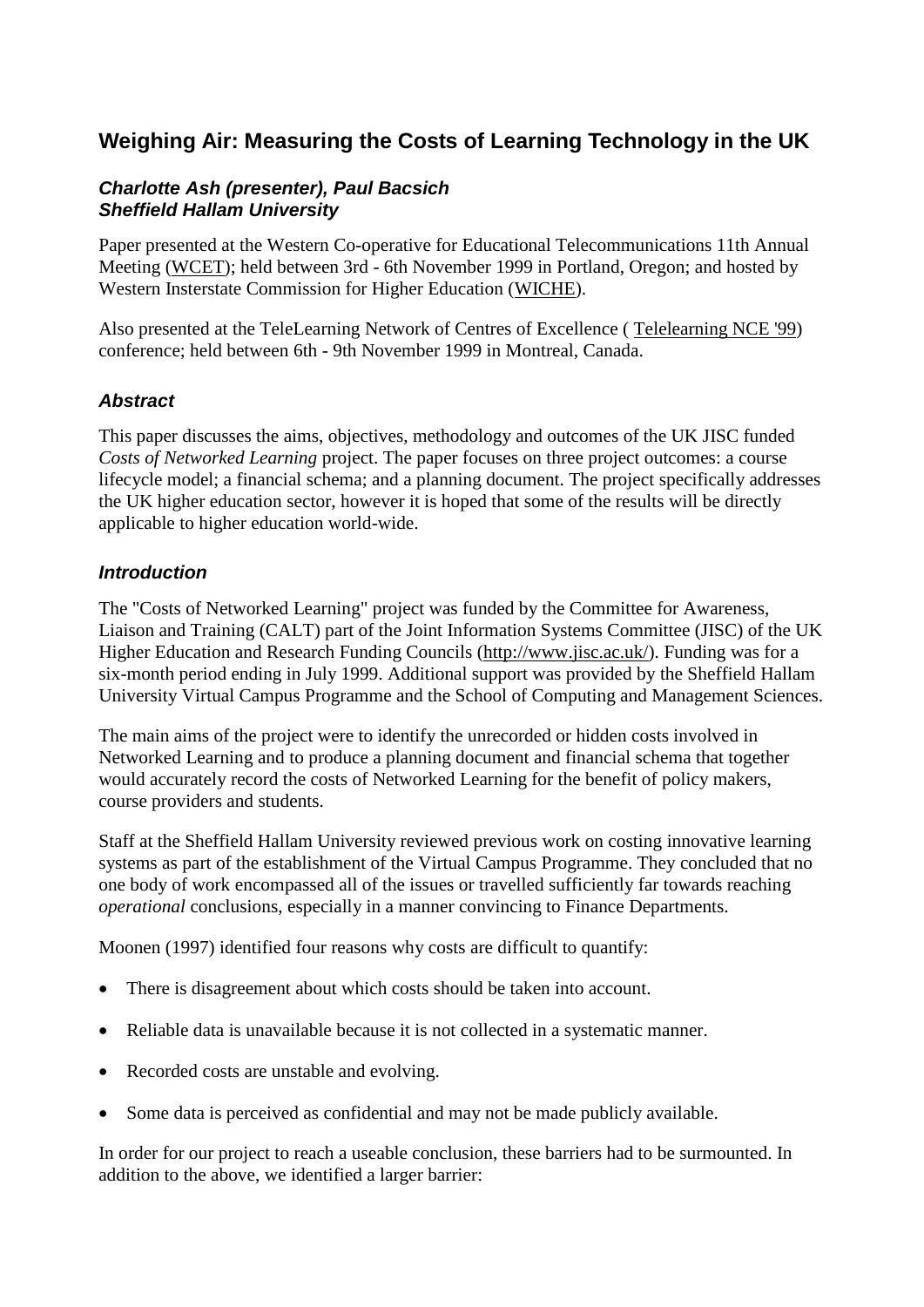# Weighing Air: Measuring the Costs of Learning Technology in the UK

### *Charlotte Ash (presenter), Paul Bacsich*
### *Sheffield Hallam University*

Paper presented at the Western Co-operative for Educational Telecommunications 11th Annual Meeting (WCET); held between 3rd - 6th November 1999 in Portland, Oregon; and hosted by Western Insterstate Commission for Higher Education (WICHE).

Also presented at the TeleLearning Network of Centres of Excellence ( Telelearning NCE '99) conference; held between 6th - 9th November 1999 in Montreal, Canada.

## *Abstract*

This paper discusses the aims, objectives, methodology and outcomes of the UK JISC funded *Costs of Networked Learning* project. The paper focuses on three project outcomes: a course lifecycle model; a financial schema; and a planning document. The project specifically addresses the UK higher education sector, however it is hoped that some of the results will be directly applicable to higher education world-wide.

## *Introduction*

The "Costs of Networked Learning" project was funded by the Committee for Awareness, Liaison and Training (CALT) part of the Joint Information Systems Committee (JISC) of the UK Higher Education and Research Funding Councils (http://www.jisc.ac.uk/). Funding was for a six-month period ending in July 1999. Additional support was provided by the Sheffield Hallam University Virtual Campus Programme and the School of Computing and Management Sciences.

The main aims of the project were to identify the unrecorded or hidden costs involved in Networked Learning and to produce a planning document and financial schema that together would accurately record the costs of Networked Learning for the benefit of policy makers, course providers and students.

Staff at the Sheffield Hallam University reviewed previous work on costing innovative learning systems as part of the establishment of the Virtual Campus Programme. They concluded that no one body of work encompassed all of the issues or travelled sufficiently far towards reaching *operational* conclusions, especially in a manner convincing to Finance Departments.

Moonen (1997) identified four reasons why costs are difficult to quantify:

- There is disagreement about which costs should be taken into account.
- Reliable data is unavailable because it is not collected in a systematic manner.
- Recorded costs are unstable and evolving.
- Some data is perceived as confidential and may not be made publicly available.

In order for our project to reach a useable conclusion, these barriers had to be surmounted. In addition to the above, we identified a larger barrier: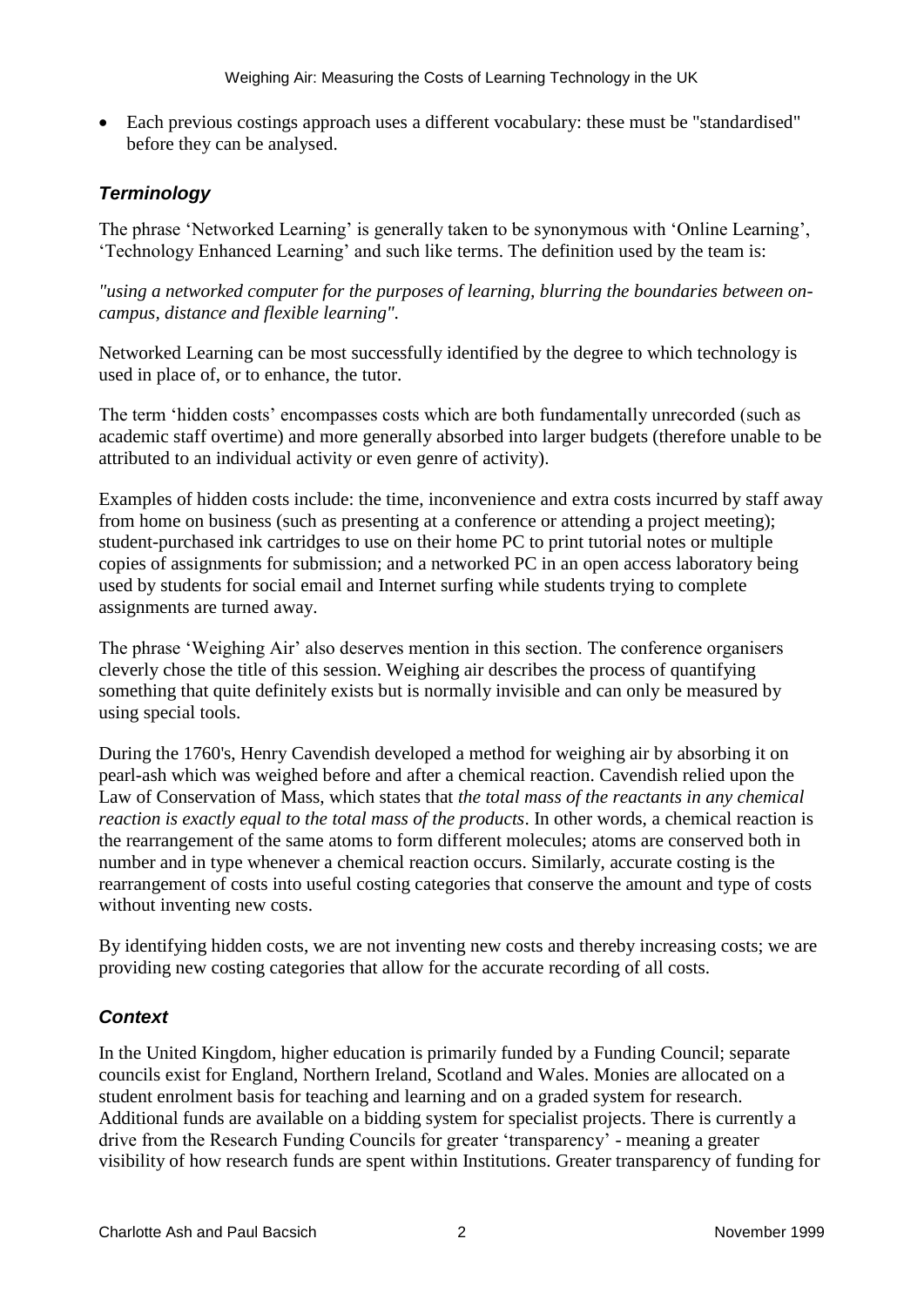- Each previous costings approach uses a different vocabulary: these must be "standardised" before they can be analysed.

### *Terminology*

The phrase 'Networked Learning' is generally taken to be synonymous with 'Online Learning', 'Technology Enhanced Learning' and such like terms. The definition used by the team is:

*"using a networked computer for the purposes of learning, blurring the boundaries between on-campus, distance and flexible learning"*.

Networked Learning can be most successfully identified by the degree to which technology is used in place of, or to enhance, the tutor.

The term 'hidden costs' encompasses costs which are both fundamentally unrecorded (such as academic staff overtime) and more generally absorbed into larger budgets (therefore unable to be attributed to an individual activity or even genre of activity).

Examples of hidden costs include: the time, inconvenience and extra costs incurred by staff away from home on business (such as presenting at a conference or attending a project meeting); student-purchased ink cartridges to use on their home PC to print tutorial notes or multiple copies of assignments for submission; and a networked PC in an open access laboratory being used by students for social email and Internet surfing while students trying to complete assignments are turned away.

The phrase 'Weighing Air' also deserves mention in this section. The conference organisers cleverly chose the title of this session. Weighing air describes the process of quantifying something that quite definitely exists but is normally invisible and can only be measured by using special tools.

During the 1760's, Henry Cavendish developed a method for weighing air by absorbing it on pearl-ash which was weighed before and after a chemical reaction. Cavendish relied upon the Law of Conservation of Mass, which states that *the total mass of the reactants in any chemical reaction is exactly equal to the total mass of the products*. In other words, a chemical reaction is the rearrangement of the same atoms to form different molecules; atoms are conserved both in number and in type whenever a chemical reaction occurs. Similarly, accurate costing is the rearrangement of costs into useful costing categories that conserve the amount and type of costs without inventing new costs.

By identifying hidden costs, we are not inventing new costs and thereby increasing costs; we are providing new costing categories that allow for the accurate recording of all costs.

### *Context*

In the United Kingdom, higher education is primarily funded by a Funding Council; separate councils exist for England, Northern Ireland, Scotland and Wales. Monies are allocated on a student enrolment basis for teaching and learning and on a graded system for research. Additional funds are available on a bidding system for specialist projects. There is currently a drive from the Research Funding Councils for greater 'transparency' - meaning a greater visibility of how research funds are spent within Institutions. Greater transparency of funding for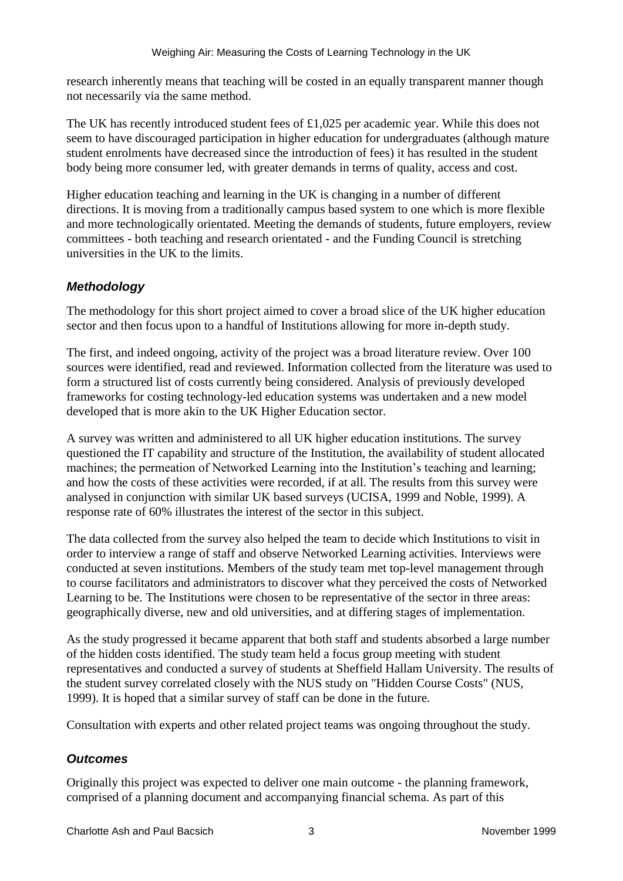research inherently means that teaching will be costed in an equally transparent manner though not necessarily via the same method.

The UK has recently introduced student fees of £1,025 per academic year. While this does not seem to have discouraged participation in higher education for undergraduates (although mature student enrolments have decreased since the introduction of fees) it has resulted in the student body being more consumer led, with greater demands in terms of quality, access and cost.

Higher education teaching and learning in the UK is changing in a number of different directions. It is moving from a traditionally campus based system to one which is more flexible and more technologically orientated. Meeting the demands of students, future employers, review committees - both teaching and research orientated - and the Funding Council is stretching universities in the UK to the limits.

### *Methodology*

The methodology for this short project aimed to cover a broad slice of the UK higher education sector and then focus upon to a handful of Institutions allowing for more in-depth study.

The first, and indeed ongoing, activity of the project was a broad literature review. Over 100 sources were identified, read and reviewed. Information collected from the literature was used to form a structured list of costs currently being considered. Analysis of previously developed frameworks for costing technology-led education systems was undertaken and a new model developed that is more akin to the UK Higher Education sector.

A survey was written and administered to all UK higher education institutions. The survey questioned the IT capability and structure of the Institution, the availability of student allocated machines; the permeation of Networked Learning into the Institution's teaching and learning; and how the costs of these activities were recorded, if at all. The results from this survey were analysed in conjunction with similar UK based surveys (UCISA, 1999 and Noble, 1999). A response rate of 60% illustrates the interest of the sector in this subject.

The data collected from the survey also helped the team to decide which Institutions to visit in order to interview a range of staff and observe Networked Learning activities. Interviews were conducted at seven institutions. Members of the study team met top-level management through to course facilitators and administrators to discover what they perceived the costs of Networked Learning to be. The Institutions were chosen to be representative of the sector in three areas: geographically diverse, new and old universities, and at differing stages of implementation.

As the study progressed it became apparent that both staff and students absorbed a large number of the hidden costs identified. The study team held a focus group meeting with student representatives and conducted a survey of students at Sheffield Hallam University. The results of the student survey correlated closely with the NUS study on "Hidden Course Costs" (NUS, 1999). It is hoped that a similar survey of staff can be done in the future.

Consultation with experts and other related project teams was ongoing throughout the study.

### *Outcomes*

Originally this project was expected to deliver one main outcome - the planning framework, comprised of a planning document and accompanying financial schema. As part of this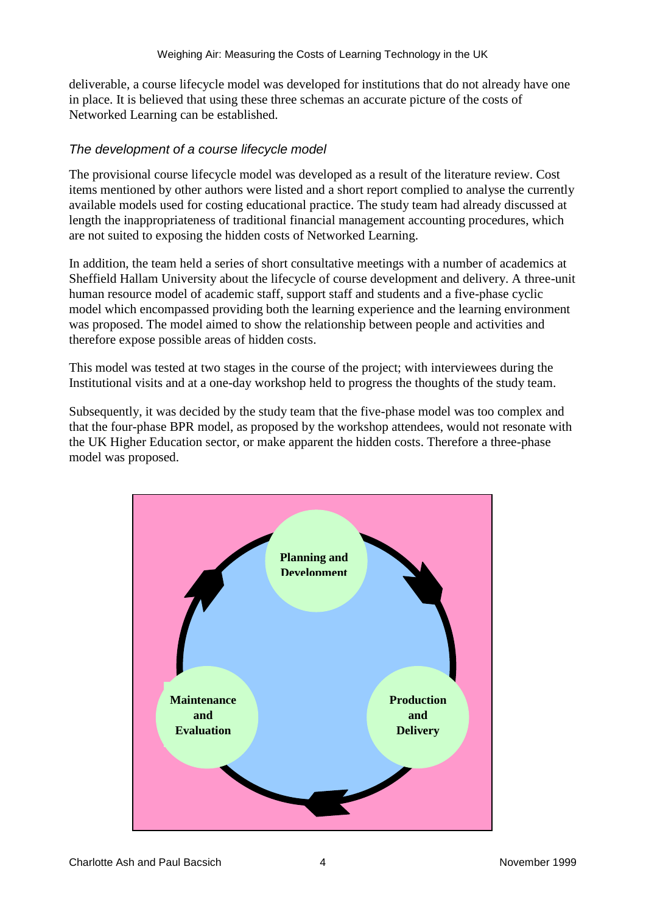deliverable, a course lifecycle model was developed for institutions that do not already have one in place. It is believed that using these three schemas an accurate picture of the costs of Networked Learning can be established.

### *The development of a course lifecycle model*

The provisional course lifecycle model was developed as a result of the literature review. Cost items mentioned by other authors were listed and a short report complied to analyse the currently available models used for costing educational practice. The study team had already discussed at length the inappropriateness of traditional financial management accounting procedures, which are not suited to exposing the hidden costs of Networked Learning.

In addition, the team held a series of short consultative meetings with a number of academics at Sheffield Hallam University about the lifecycle of course development and delivery. A three-unit human resource model of academic staff, support staff and students and a five-phase cyclic model which encompassed providing both the learning experience and the learning environment was proposed. The model aimed to show the relationship between people and activities and therefore expose possible areas of hidden costs.

This model was tested at two stages in the course of the project; with interviewees during the Institutional visits and at a one-day workshop held to progress the thoughts of the study team.

Subsequently, it was decided by the study team that the five-phase model was too complex and that the four-phase BPR model, as proposed by the workshop attendees, would not resonate with the UK Higher Education sector, or make apparent the hidden costs. Therefore a three-phase model was proposed.

**Planning and Development**

**Production and Delivery**

**Maintenance and Evaluation**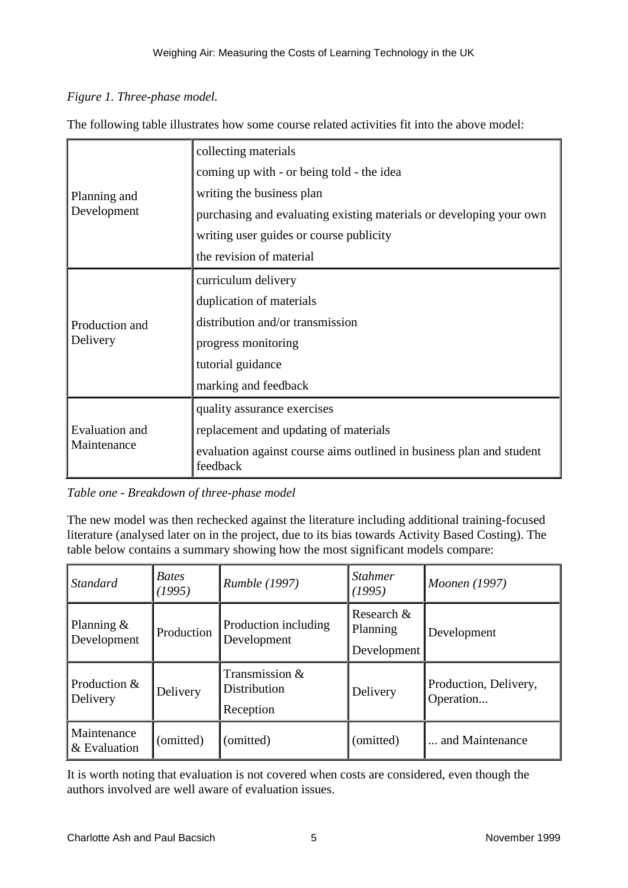*Figure 1. Three-phase model.*

The following table illustrates how some course related activities fit into the above model:

| | |
|---|---|
| Planning and Development | collecting materials<br>coming up with - or being told - the idea<br>writing the business plan<br>purchasing and evaluating existing materials or developing your own<br>writing user guides or course publicity<br>the revision of material |
| Production and Delivery | curriculum delivery<br>duplication of materials<br>distribution and/or transmission<br>progress monitoring<br>tutorial guidance<br>marking and feedback |
| Evaluation and Maintenance | quality assurance exercises<br>replacement and updating of materials<br>evaluation against course aims outlined in business plan and student feedback |

*Table one - Breakdown of three-phase model*

The new model was then rechecked against the literature including additional training-focused literature (analysed later on in the project, due to its bias towards Activity Based Costing). The table below contains a summary showing how the most significant models compare:

| *Standard* | *Bates (1995)* | *Rumble (1997)* | *Stahmer (1995)* | *Moonen (1997)* |
|---|---|---|---|---|
| Planning & Development | Production | Production including Development | Research & Planning<br>Development | Development |
| Production & Delivery | Delivery | Transmission & Distribution<br>Reception | Delivery | Production, Delivery, Operation... |
| Maintenance & Evaluation | (omitted) | (omitted) | (omitted) | ... and Maintenance |

It is worth noting that evaluation is not covered when costs are considered, even though the authors involved are well aware of evaluation issues.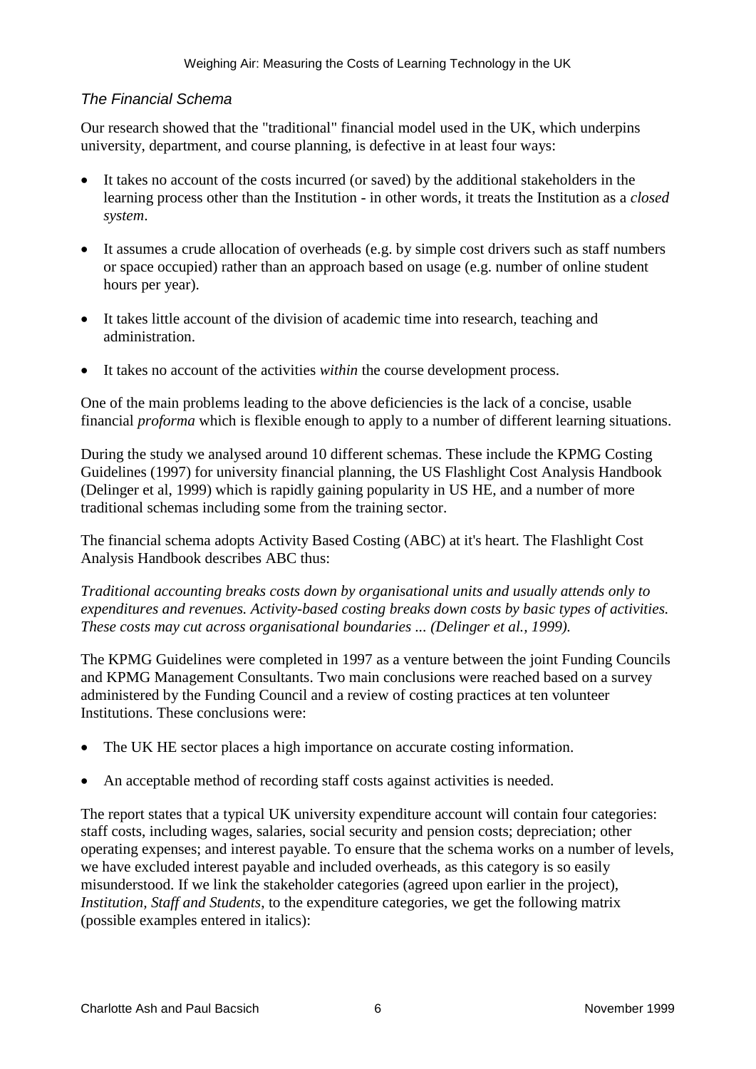### *The Financial Schema*

Our research showed that the "traditional" financial model used in the UK, which underpins university, department, and course planning, is defective in at least four ways:

- It takes no account of the costs incurred (or saved) by the additional stakeholders in the learning process other than the Institution - in other words, it treats the Institution as a *closed system*.
- It assumes a crude allocation of overheads (e.g. by simple cost drivers such as staff numbers or space occupied) rather than an approach based on usage (e.g. number of online student hours per year).
- It takes little account of the division of academic time into research, teaching and administration.
- It takes no account of the activities *within* the course development process.

One of the main problems leading to the above deficiencies is the lack of a concise, usable financial *proforma* which is flexible enough to apply to a number of different learning situations.

During the study we analysed around 10 different schemas. These include the KPMG Costing Guidelines (1997) for university financial planning, the US Flashlight Cost Analysis Handbook (Delinger et al, 1999) which is rapidly gaining popularity in US HE, and a number of more traditional schemas including some from the training sector.

The financial schema adopts Activity Based Costing (ABC) at it's heart. The Flashlight Cost Analysis Handbook describes ABC thus:

*Traditional accounting breaks costs down by organisational units and usually attends only to expenditures and revenues. Activity-based costing breaks down costs by basic types of activities. These costs may cut across organisational boundaries ... (Delinger et al., 1999).*

The KPMG Guidelines were completed in 1997 as a venture between the joint Funding Councils and KPMG Management Consultants. Two main conclusions were reached based on a survey administered by the Funding Council and a review of costing practices at ten volunteer Institutions. These conclusions were:

- The UK HE sector places a high importance on accurate costing information.
- An acceptable method of recording staff costs against activities is needed.

The report states that a typical UK university expenditure account will contain four categories: staff costs, including wages, salaries, social security and pension costs; depreciation; other operating expenses; and interest payable. To ensure that the schema works on a number of levels, we have excluded interest payable and included overheads, as this category is so easily misunderstood. If we link the stakeholder categories (agreed upon earlier in the project), *Institution, Staff and Students*, to the expenditure categories, we get the following matrix (possible examples entered in italics):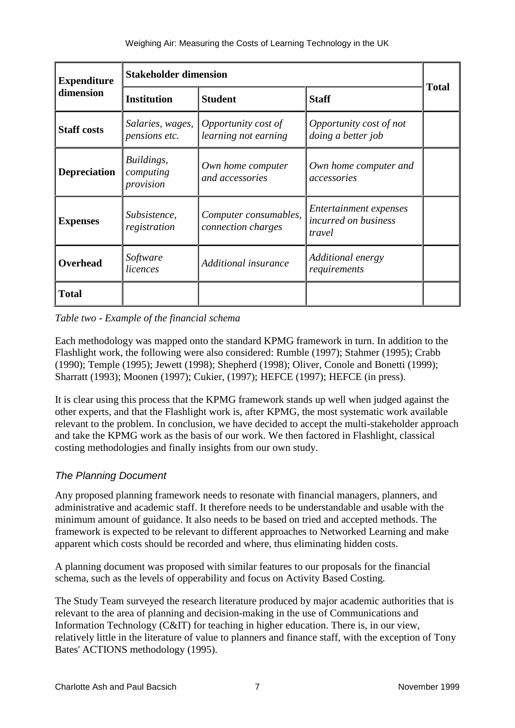| Expenditure dimension | Stakeholder dimension | | | Total |
|---|---|---|---|---|
| | **Institution** | **Student** | **Staff** | |
| **Staff costs** | *Salaries, wages, pensions etc.* | *Opportunity cost of learning not earning* | *Opportunity cost of not doing a better job* | |
| **Depreciation** | *Buildings, computing provision* | *Own home computer and accessories* | *Own home computer and accessories* | |
| **Expenses** | *Subsistence, registration* | *Computer consumables, connection charges* | *Entertainment expenses incurred on business travel* | |
| **Overhead** | *Software licences* | *Additional insurance* | *Additional energy requirements* | |
| **Total** | | | | |

*Table two - Example of the financial schema*

Each methodology was mapped onto the standard KPMG framework in turn. In addition to the Flashlight work, the following were also considered: Rumble (1997); Stahmer (1995); Crabb (1990); Temple (1995); Jewett (1998); Shepherd (1998); Oliver, Conole and Bonetti (1999); Sharratt (1993); Moonen (1997); Cukier, (1997); HEFCE (1997); HEFCE (in press).

It is clear using this process that the KPMG framework stands up well when judged against the other experts, and that the Flashlight work is, after KPMG, the most systematic work available relevant to the problem. In conclusion, we have decided to accept the multi-stakeholder approach and take the KPMG work as the basis of our work. We then factored in Flashlight, classical costing methodologies and finally insights from our own study.

### *The Planning Document*

Any proposed planning framework needs to resonate with financial managers, planners, and administrative and academic staff. It therefore needs to be understandable and usable with the minimum amount of guidance. It also needs to be based on tried and accepted methods. The framework is expected to be relevant to different approaches to Networked Learning and make apparent which costs should be recorded and where, thus eliminating hidden costs.

A planning document was proposed with similar features to our proposals for the financial schema, such as the levels of opperability and focus on Activity Based Costing.

The Study Team surveyed the research literature produced by major academic authorities that is relevant to the area of planning and decision-making in the use of Communications and Information Technology (C&IT) for teaching in higher education. There is, in our view, relatively little in the literature of value to planners and finance staff, with the exception of Tony Bates' ACTIONS methodology (1995).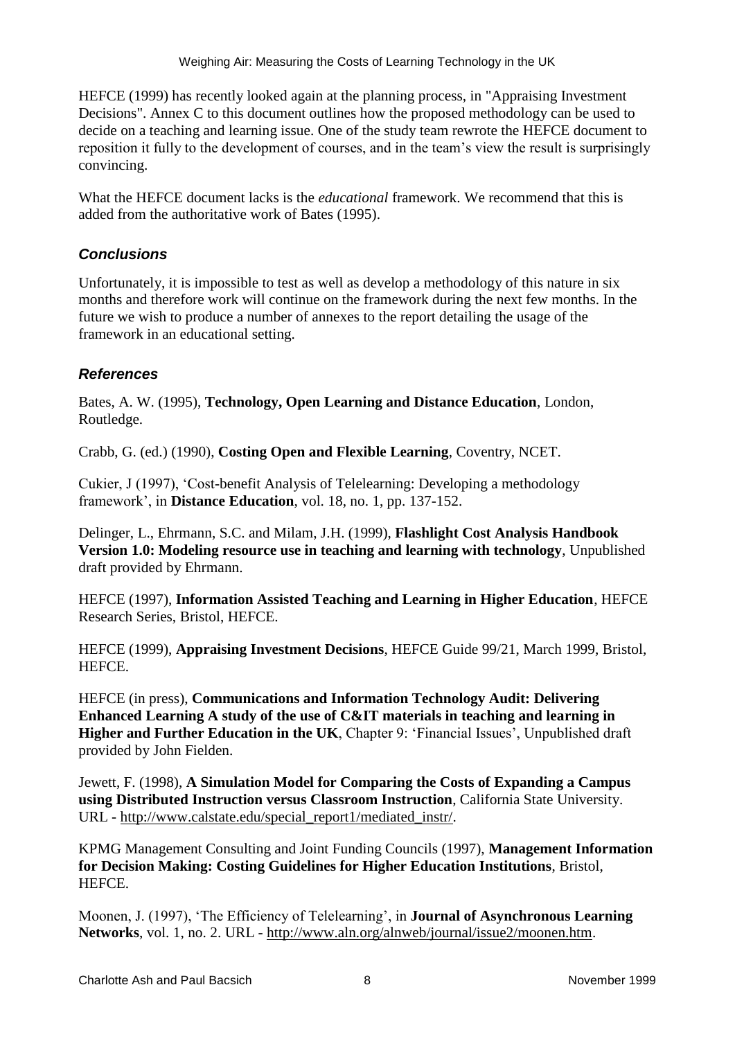HEFCE (1999) has recently looked again at the planning process, in "Appraising Investment Decisions". Annex C to this document outlines how the proposed methodology can be used to decide on a teaching and learning issue. One of the study team rewrote the HEFCE document to reposition it fully to the development of courses, and in the team's view the result is surprisingly convincing.

What the HEFCE document lacks is the *educational* framework. We recommend that this is added from the authoritative work of Bates (1995).

### *Conclusions*

Unfortunately, it is impossible to test as well as develop a methodology of this nature in six months and therefore work will continue on the framework during the next few months. In the future we wish to produce a number of annexes to the report detailing the usage of the framework in an educational setting.

### *References*

Bates, A. W. (1995), **Technology, Open Learning and Distance Education**, London, Routledge.

Crabb, G. (ed.) (1990), **Costing Open and Flexible Learning**, Coventry, NCET.

Cukier, J (1997), 'Cost-benefit Analysis of Telelearning: Developing a methodology framework', in **Distance Education**, vol. 18, no. 1, pp. 137-152.

Delinger, L., Ehrmann, S.C. and Milam, J.H. (1999), **Flashlight Cost Analysis Handbook Version 1.0: Modeling resource use in teaching and learning with technology**, Unpublished draft provided by Ehrmann.

HEFCE (1997), **Information Assisted Teaching and Learning in Higher Education**, HEFCE Research Series, Bristol, HEFCE.

HEFCE (1999), **Appraising Investment Decisions**, HEFCE Guide 99/21, March 1999, Bristol, HEFCE.

HEFCE (in press), **Communications and Information Technology Audit: Delivering Enhanced Learning A study of the use of C&IT materials in teaching and learning in Higher and Further Education in the UK**, Chapter 9: 'Financial Issues', Unpublished draft provided by John Fielden.

Jewett, F. (1998), **A Simulation Model for Comparing the Costs of Expanding a Campus using Distributed Instruction versus Classroom Instruction**, California State University. URL - http://www.calstate.edu/special_report1/mediated_instr/.

KPMG Management Consulting and Joint Funding Councils (1997), **Management Information for Decision Making: Costing Guidelines for Higher Education Institutions**, Bristol, HEFCE.

Moonen, J. (1997), 'The Efficiency of Telelearning', in **Journal of Asynchronous Learning Networks**, vol. 1, no. 2. URL - http://www.aln.org/alnweb/journal/issue2/moonen.htm.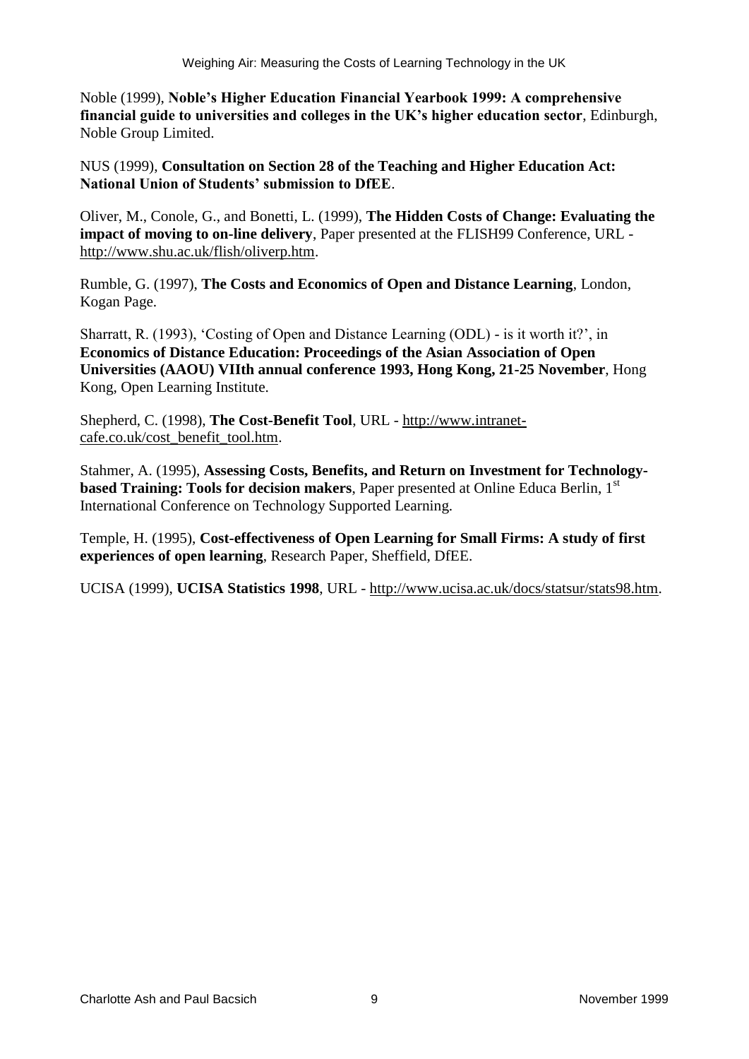Noble (1999), **Noble's Higher Education Financial Yearbook 1999: A comprehensive financial guide to universities and colleges in the UK's higher education sector**, Edinburgh, Noble Group Limited.

NUS (1999), **Consultation on Section 28 of the Teaching and Higher Education Act: National Union of Students' submission to DfEE**.

Oliver, M., Conole, G., and Bonetti, L. (1999), **The Hidden Costs of Change: Evaluating the impact of moving to on-line delivery**, Paper presented at the FLISH99 Conference, URL - http://www.shu.ac.uk/flish/oliverp.htm.

Rumble, G. (1997), **The Costs and Economics of Open and Distance Learning**, London, Kogan Page.

Sharratt, R. (1993), 'Costing of Open and Distance Learning (ODL) - is it worth it?', in **Economics of Distance Education: Proceedings of the Asian Association of Open Universities (AAOU) VIIth annual conference 1993, Hong Kong, 21-25 November**, Hong Kong, Open Learning Institute.

Shepherd, C. (1998), **The Cost-Benefit Tool**, URL - http://www.intranet-cafe.co.uk/cost_benefit_tool.htm.

Stahmer, A. (1995), **Assessing Costs, Benefits, and Return on Investment for Technology-based Training: Tools for decision makers**, Paper presented at Online Educa Berlin, 1st International Conference on Technology Supported Learning.

Temple, H. (1995), **Cost-effectiveness of Open Learning for Small Firms: A study of first experiences of open learning**, Research Paper, Sheffield, DfEE.

UCISA (1999), **UCISA Statistics 1998**, URL - http://www.ucisa.ac.uk/docs/statsur/stats98.htm.